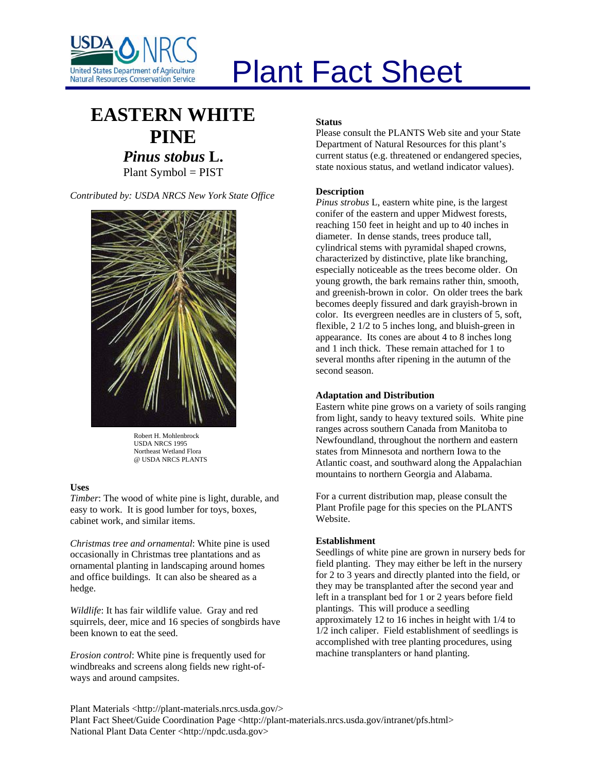# Plant Fact Sheet

## EASTERN WHITE PINE

### *Pinus stobus* L.

Plant Symbol = PIST

*Contributed by: USDA NRCS New York State Office*

Robert H. Mohlenbrock
USDA NRCS 1995
Northeast Wetland Flora
@ USDA NRCS PLANTS

### Uses

*Timber*: The wood of white pine is light, durable, and easy to work. It is good lumber for toys, boxes, cabinet work, and similar items.

*Christmas tree and ornamental*: White pine is used occasionally in Christmas tree plantations and as ornamental planting in landscaping around homes and office buildings. It can also be sheared as a hedge.

*Wildlife*: It has fair wildlife value. Gray and red squirrels, deer, mice and 16 species of songbirds have been known to eat the seed.

*Erosion control*: White pine is frequently used for windbreaks and screens along fields new right-of-ways and around campsites.

### Status

Please consult the PLANTS Web site and your State Department of Natural Resources for this plant's current status (e.g. threatened or endangered species, state noxious status, and wetland indicator values).

### Description

*Pinus strobus* L, eastern white pine, is the largest conifer of the eastern and upper Midwest forests, reaching 150 feet in height and up to 40 inches in diameter. In dense stands, trees produce tall, cylindrical stems with pyramidal shaped crowns, characterized by distinctive, plate like branching, especially noticeable as the trees become older. On young growth, the bark remains rather thin, smooth, and greenish-brown in color. On older trees the bark becomes deeply fissured and dark grayish-brown in color. Its evergreen needles are in clusters of 5, soft, flexible, 2 1/2 to 5 inches long, and bluish-green in appearance. Its cones are about 4 to 8 inches long and 1 inch thick. These remain attached for 1 to several months after ripening in the autumn of the second season.

### Adaptation and Distribution

Eastern white pine grows on a variety of soils ranging from light, sandy to heavy textured soils. White pine ranges across southern Canada from Manitoba to Newfoundland, throughout the northern and eastern states from Minnesota and northern Iowa to the Atlantic coast, and southward along the Appalachian mountains to northern Georgia and Alabama.

For a current distribution map, please consult the Plant Profile page for this species on the PLANTS Website.

### Establishment

Seedlings of white pine are grown in nursery beds for field planting. They may either be left in the nursery for 2 to 3 years and directly planted into the field, or they may be transplanted after the second year and left in a transplant bed for 1 or 2 years before field plantings. This will produce a seedling approximately 12 to 16 inches in height with 1/4 to 1/2 inch caliper. Field establishment of seedlings is accomplished with tree planting procedures, using machine transplanters or hand planting.

Plant Materials <http://plant-materials.nrcs.usda.gov/>
Plant Fact Sheet/Guide Coordination Page <http://plant-materials.nrcs.usda.gov/intranet/pfs.html>
National Plant Data Center <http://npdc.usda.gov>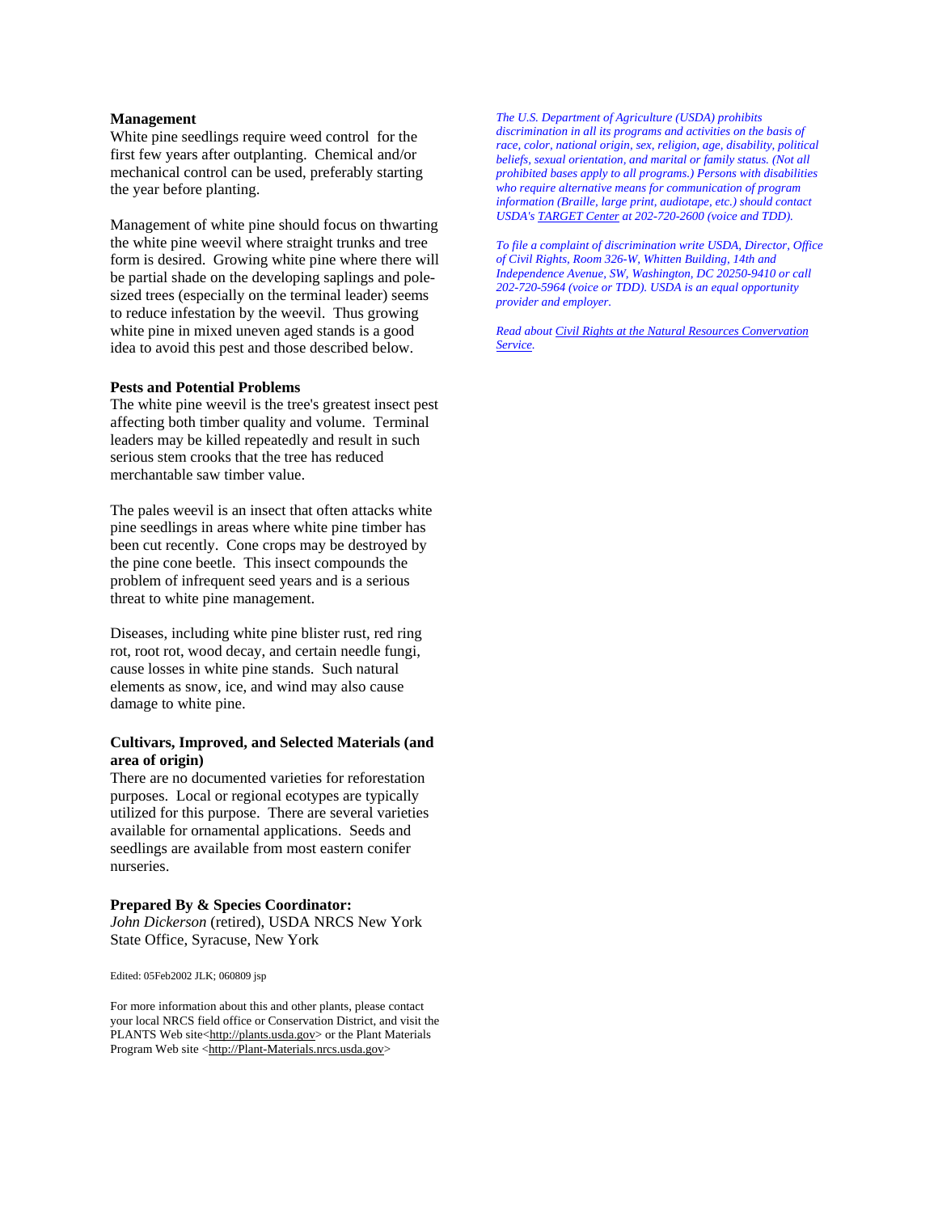**Management**

White pine seedlings require weed control for the first few years after outplanting. Chemical and/or mechanical control can be used, preferably starting the year before planting.

Management of white pine should focus on thwarting the white pine weevil where straight trunks and tree form is desired. Growing white pine where there will be partial shade on the developing saplings and pole-sized trees (especially on the terminal leader) seems to reduce infestation by the weevil. Thus growing white pine in mixed uneven aged stands is a good idea to avoid this pest and those described below.

**Pests and Potential Problems**

The white pine weevil is the tree's greatest insect pest affecting both timber quality and volume. Terminal leaders may be killed repeatedly and result in such serious stem crooks that the tree has reduced merchantable saw timber value.

The pales weevil is an insect that often attacks white pine seedlings in areas where white pine timber has been cut recently. Cone crops may be destroyed by the pine cone beetle. This insect compounds the problem of infrequent seed years and is a serious threat to white pine management.

Diseases, including white pine blister rust, red ring rot, root rot, wood decay, and certain needle fungi, cause losses in white pine stands. Such natural elements as snow, ice, and wind may also cause damage to white pine.

**Cultivars, Improved, and Selected Materials (and area of origin)**

There are no documented varieties for reforestation purposes. Local or regional ecotypes are typically utilized for this purpose. There are several varieties available for ornamental applications. Seeds and seedlings are available from most eastern conifer nurseries.

**Prepared By & Species Coordinator:**

*John Dickerson* (retired), USDA NRCS New York State Office, Syracuse, New York

Edited: 05Feb2002 JLK; 060809 jsp

For more information about this and other plants, please contact your local NRCS field office or Conservation District, and visit the PLANTS Web site<http://plants.usda.gov> or the Plant Materials Program Web site <http://Plant-Materials.nrcs.usda.gov>

*The U.S. Department of Agriculture (USDA) prohibits discrimination in all its programs and activities on the basis of race, color, national origin, sex, religion, age, disability, political beliefs, sexual orientation, and marital or family status. (Not all prohibited bases apply to all programs.) Persons with disabilities who require alternative means for communication of program information (Braille, large print, audiotape, etc.) should contact USDA's TARGET Center at 202-720-2600 (voice and TDD).*

*To file a complaint of discrimination write USDA, Director, Office of Civil Rights, Room 326-W, Whitten Building, 14th and Independence Avenue, SW, Washington, DC 20250-9410 or call 202-720-5964 (voice or TDD). USDA is an equal opportunity provider and employer.*

*Read about Civil Rights at the Natural Resources Convervation Service.*